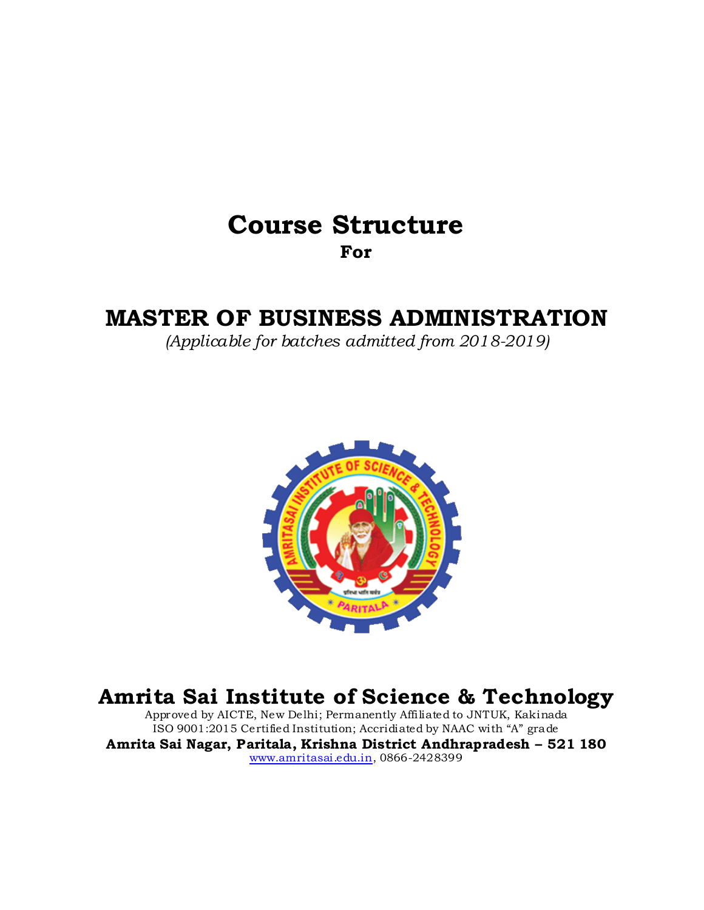# Course Structure

**For**

# MASTER OF BUSINESS ADMINISTRATION

*(Applicable for batches admitted from 2018-2019)*

## Amrita Sai Institute of Science & Technology

Approved by AICTE, New Delhi; Permanently Affiliated to JNTUK, Kakinada

ISO 9001:2015 Certified Institution; Accridiated by NAAC with "A" grade

**Amrita Sai Nagar, Paritala, Krishna District Andhrapradesh – 521 180**

www.amritasai.edu.in, 0866-2428399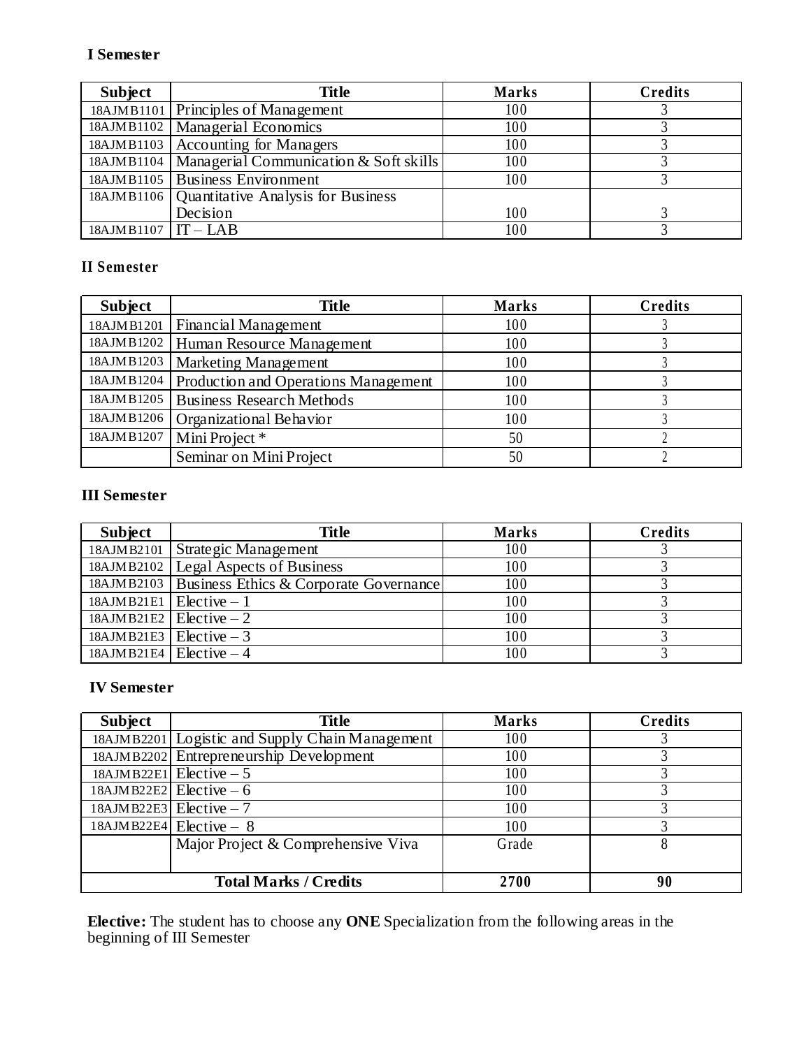**I Semester**

| Subject | Title | Marks | Credits |
|---|---|---|---|
| 18AJMB1101 | Principles of Management | 100 | 3 |
| 18AJMB1102 | Managerial Economics | 100 | 3 |
| 18AJMB1103 | Accounting for Managers | 100 | 3 |
| 18AJMB1104 | Managerial Communication & Soft skills | 100 | 3 |
| 18AJMB1105 | Business Environment | 100 | 3 |
| 18AJMB1106 | Quantitative Analysis for Business Decision | 100 | 3 |
| 18AJMB1107 | IT – LAB | 100 | 3 |

**II Semester**

| Subject | Title | Marks | Credits |
|---|---|---|---|
| 18AJMB1201 | Financial Management | 100 | 3 |
| 18AJMB1202 | Human Resource Management | 100 | 3 |
| 18AJMB1203 | Marketing Management | 100 | 3 |
| 18AJMB1204 | Production and Operations Management | 100 | 3 |
| 18AJMB1205 | Business Research Methods | 100 | 3 |
| 18AJMB1206 | Organizational Behavior | 100 | 3 |
| 18AJMB1207 | Mini Project * | 50 | 2 |
| | Seminar on Mini Project | 50 | 2 |

**III Semester**

| Subject | Title | Marks | Credits |
|---|---|---|---|
| 18AJMB2101 | Strategic Management | 100 | 3 |
| 18AJMB2102 | Legal Aspects of Business | 100 | 3 |
| 18AJMB2103 | Business Ethics & Corporate Governance | 100 | 3 |
| 18AJMB21E1 | Elective – 1 | 100 | 3 |
| 18AJMB21E2 | Elective – 2 | 100 | 3 |
| 18AJMB21E3 | Elective – 3 | 100 | 3 |
| 18AJMB21E4 | Elective – 4 | 100 | 3 |

**IV Semester**

| Subject | Title | Marks | Credits |
|---|---|---|---|
| 18AJMB2201 | Logistic and Supply Chain Management | 100 | 3 |
| 18AJMB2202 | Entrepreneurship Development | 100 | 3 |
| 18AJMB22E1 | Elective – 5 | 100 | 3 |
| 18AJMB22E2 | Elective – 6 | 100 | 3 |
| 18AJMB22E3 | Elective – 7 | 100 | 3 |
| 18AJMB22E4 | Elective – 8 | 100 | 3 |
| | Major Project & Comprehensive Viva | Grade | 8 |
| **Total Marks / Credits** | | **2700** | **90** |

**Elective:** The student has to choose any **ONE** Specialization from the following areas in the beginning of III Semester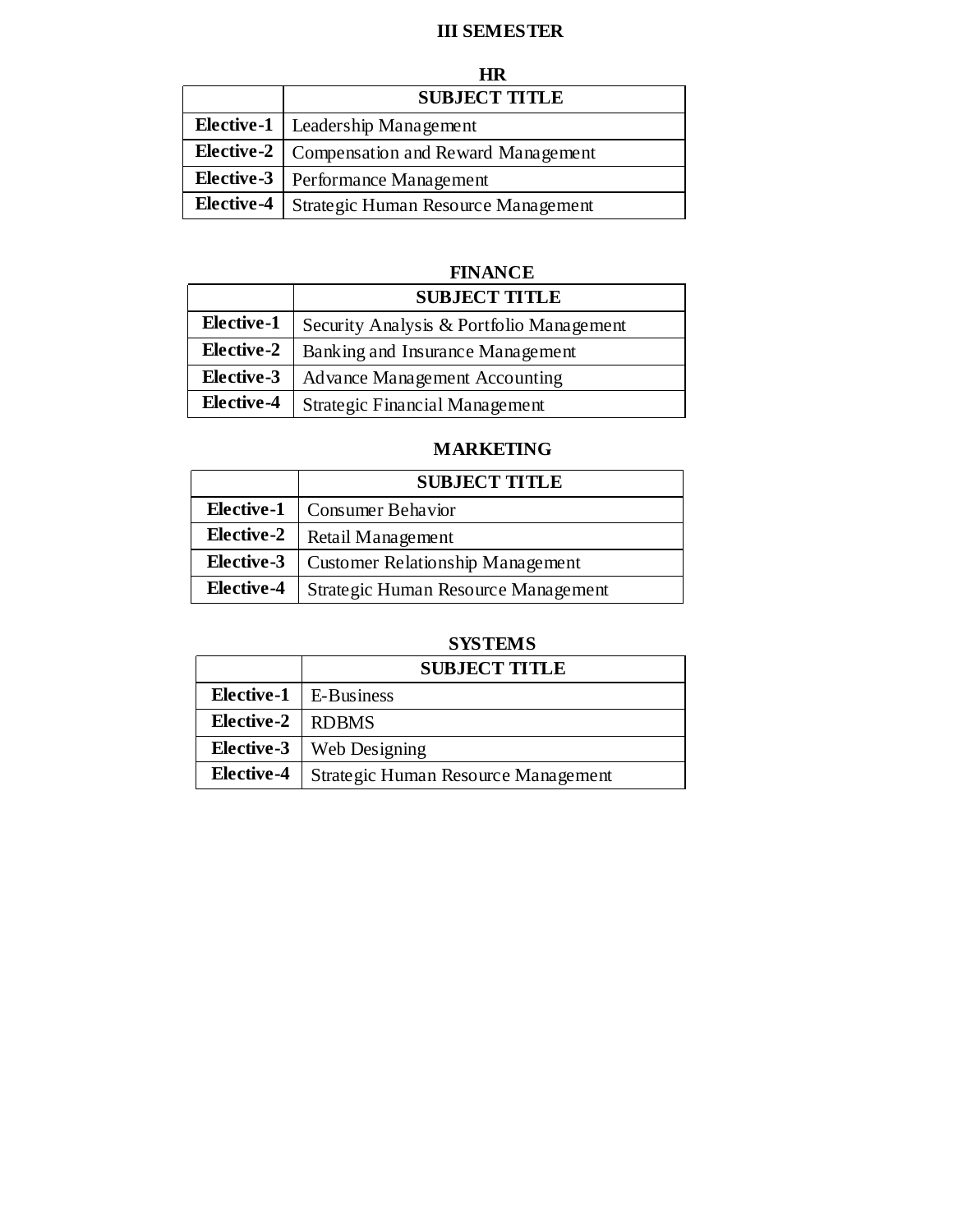# III SEMESTER

## HR

| | SUBJECT TITLE |
|---|---|
| **Elective-1** | Leadership Management |
| **Elective-2** | Compensation and Reward Management |
| **Elective-3** | Performance Management |
| **Elective-4** | Strategic Human Resource Management |

## FINANCE

| | SUBJECT TITLE |
|---|---|
| **Elective-1** | Security Analysis & Portfolio Management |
| **Elective-2** | Banking and Insurance Management |
| **Elective-3** | Advance Management Accounting |
| **Elective-4** | Strategic Financial Management |

## MARKETING

| | SUBJECT TITLE |
|---|---|
| **Elective-1** | Consumer Behavior |
| **Elective-2** | Retail Management |
| **Elective-3** | Customer Relationship Management |
| **Elective-4** | Strategic Human Resource Management |

## SYSTEMS

| | SUBJECT TITLE |
|---|---|
| **Elective-1** | E-Business |
| **Elective-2** | RDBMS |
| **Elective-3** | Web Designing |
| **Elective-4** | Strategic Human Resource Management |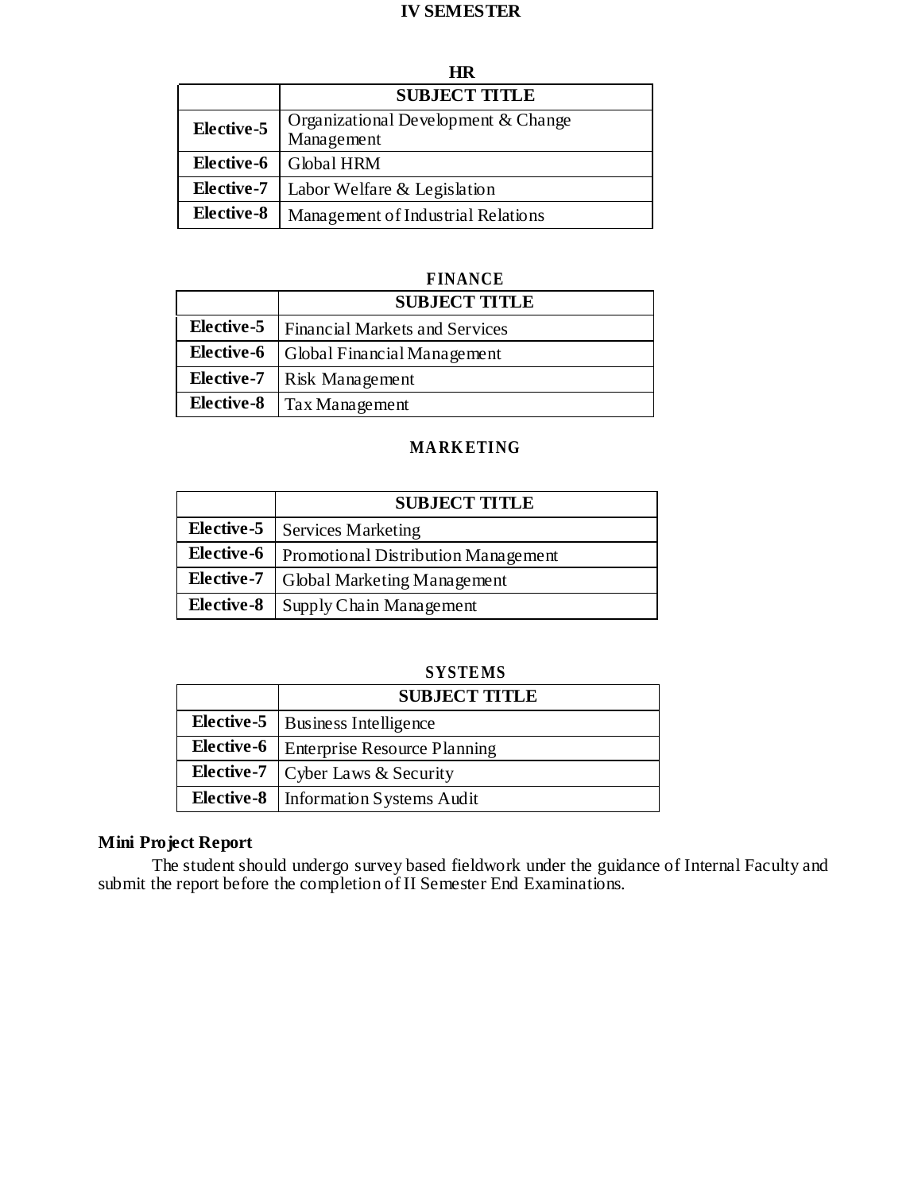# IV SEMESTER

## HR

| | SUBJECT TITLE |
|---|---|
| **Elective-5** | Organizational Development & Change Management |
| **Elective-6** | Global HRM |
| **Elective-7** | Labor Welfare & Legislation |
| **Elective-8** | Management of Industrial Relations |

## FINANCE

| | SUBJECT TITLE |
|---|---|
| **Elective-5** | Financial Markets and Services |
| **Elective-6** | Global Financial Management |
| **Elective-7** | Risk Management |
| **Elective-8** | Tax Management |

## MARKETING

| | SUBJECT TITLE |
|---|---|
| **Elective-5** | Services Marketing |
| **Elective-6** | Promotional Distribution Management |
| **Elective-7** | Global Marketing Management |
| **Elective-8** | Supply Chain Management |

## SYSTEMS

| | SUBJECT TITLE |
|---|---|
| **Elective-5** | Business Intelligence |
| **Elective-6** | Enterprise Resource Planning |
| **Elective-7** | Cyber Laws & Security |
| **Elective-8** | Information Systems Audit |

**Mini Project Report**

The student should undergo survey based fieldwork under the guidance of Internal Faculty and submit the report before the completion of II Semester End Examinations.